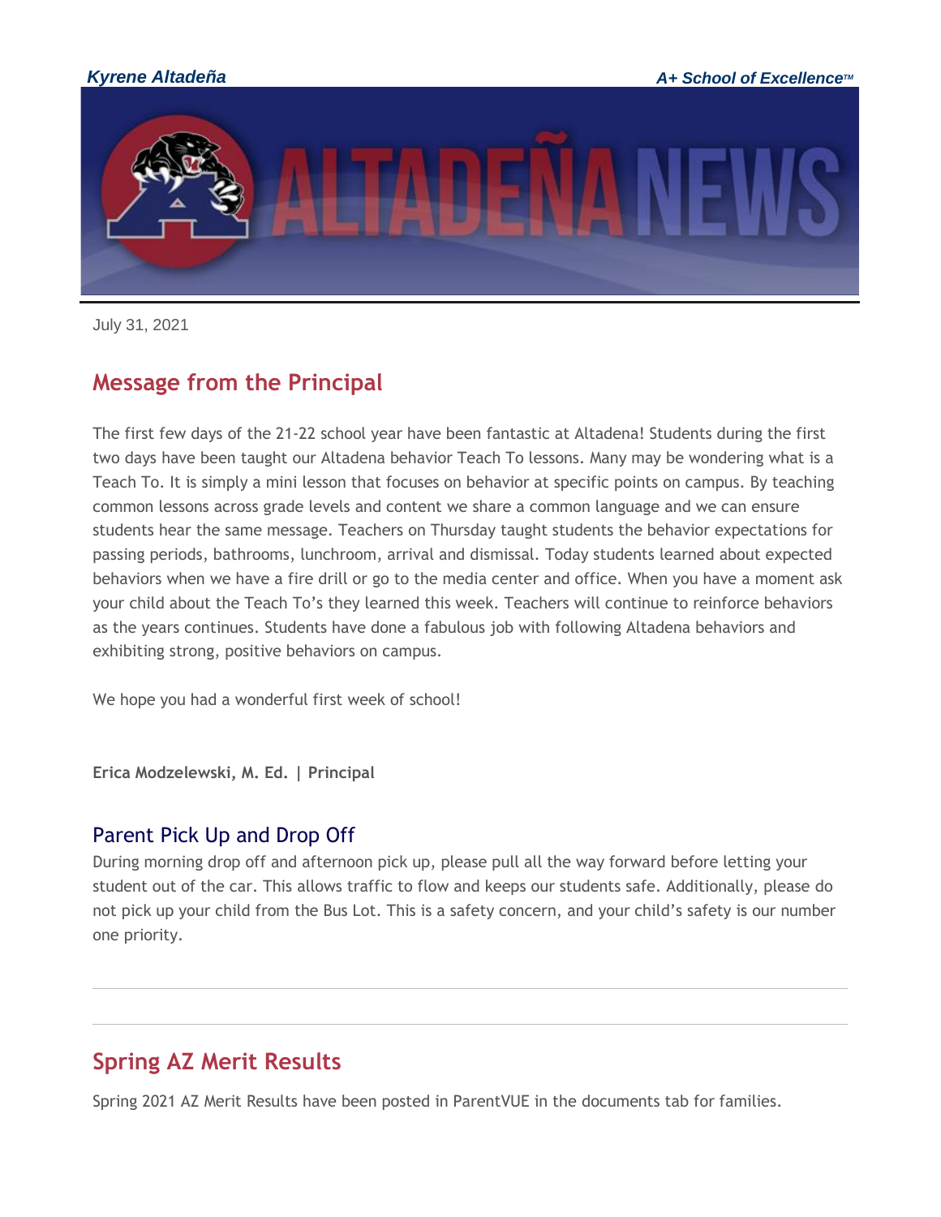*Kyrene Altadeña* *A+ School of Excellence™*

July 31, 2021

## Message from the Principal

The first few days of the 21-22 school year have been fantastic at Altadena! Students during the first two days have been taught our Altadena behavior Teach To lessons. Many may be wondering what is a Teach To. It is simply a mini lesson that focuses on behavior at specific points on campus. By teaching common lessons across grade levels and content we share a common language and we can ensure students hear the same message. Teachers on Thursday taught students the behavior expectations for passing periods, bathrooms, lunchroom, arrival and dismissal. Today students learned about expected behaviors when we have a fire drill or go to the media center and office. When you have a moment ask your child about the Teach To's they learned this week. Teachers will continue to reinforce behaviors as the years continues. Students have done a fabulous job with following Altadena behaviors and exhibiting strong, positive behaviors on campus.

We hope you had a wonderful first week of school!

**Erica Modzelewski, M. Ed. | Principal**

### Parent Pick Up and Drop Off

During morning drop off and afternoon pick up, please pull all the way forward before letting your student out of the car. This allows traffic to flow and keeps our students safe. Additionally, please do not pick up your child from the Bus Lot. This is a safety concern, and your child's safety is our number one priority.

---

---

## Spring AZ Merit Results

Spring 2021 AZ Merit Results have been posted in ParentVUE in the documents tab for families.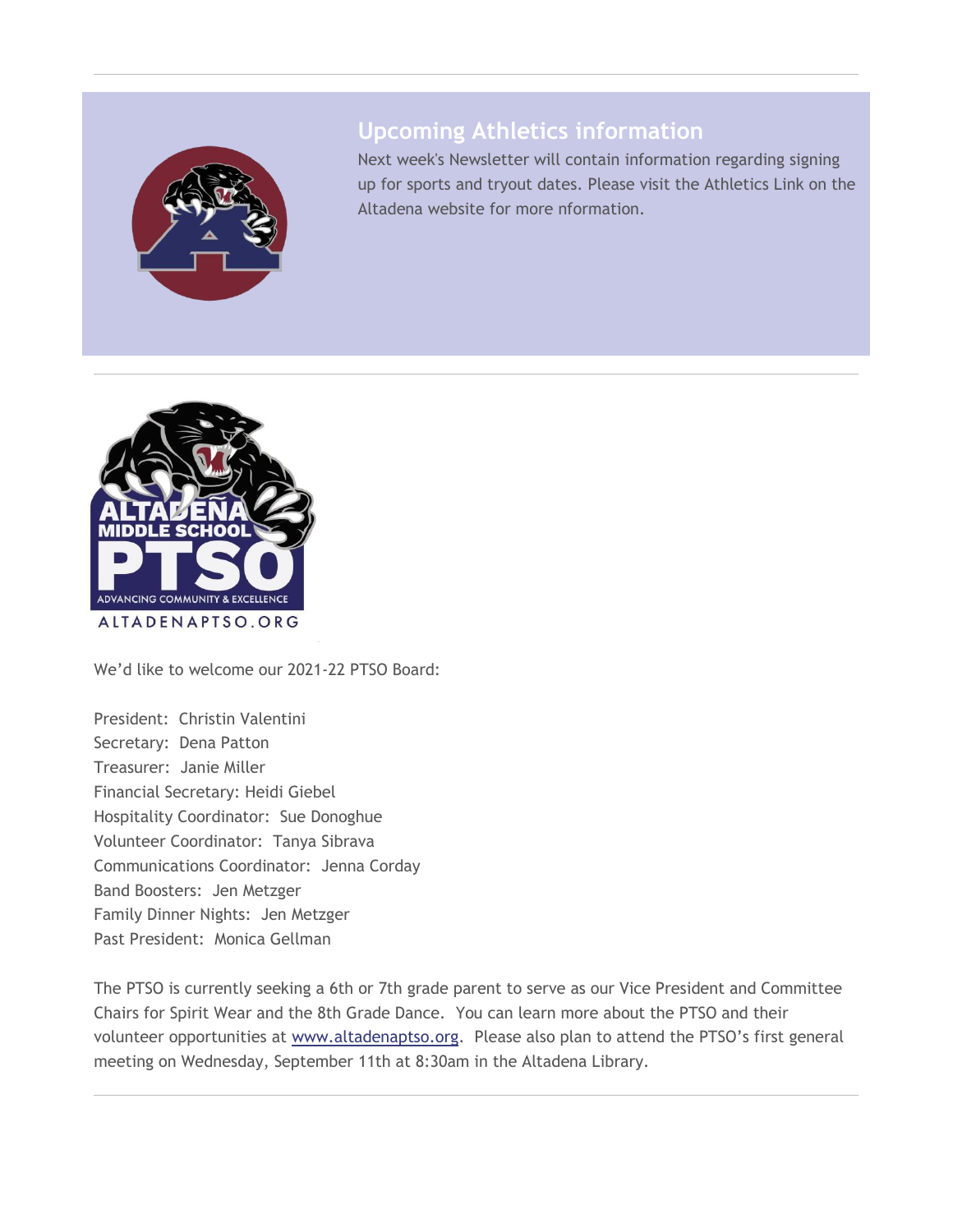## Upcoming Athletics information

Next week's Newsletter will contain information regarding signing up for sports and tryout dates. Please visit the Athletics Link on the Altadena website for more nformation.

---

We'd like to welcome our 2021-22 PTSO Board:

President: Christin Valentini  
Secretary: Dena Patton  
Treasurer: Janie Miller  
Financial Secretary: Heidi Giebel  
Hospitality Coordinator: Sue Donoghue  
Volunteer Coordinator: Tanya Sibrava  
Communications Coordinator: Jenna Corday  
Band Boosters: Jen Metzger  
Family Dinner Nights: Jen Metzger  
Past President: Monica Gellman

The PTSO is currently seeking a 6th or 7th grade parent to serve as our Vice President and Committee Chairs for Spirit Wear and the 8th Grade Dance. You can learn more about the PTSO and their volunteer opportunities at [www.altadenaptso.org](http://www.altadenaptso.org). Please also plan to attend the PTSO's first general meeting on Wednesday, September 11th at 8:30am in the Altadena Library.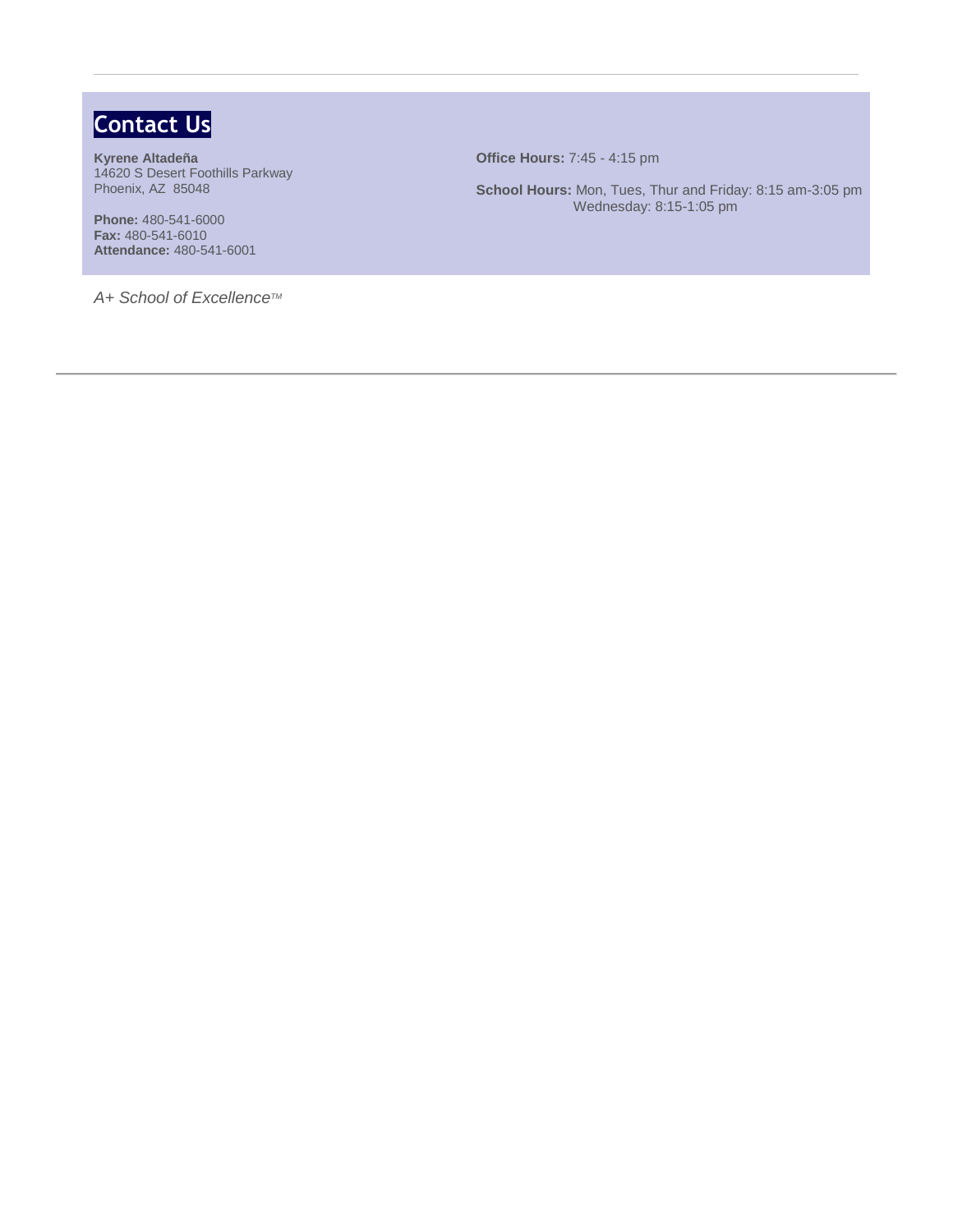## Contact Us

**Kyrene Altadeña**
14620 S Desert Foothills Parkway
Phoenix, AZ 85048

**Phone:** 480-541-6000
**Fax:** 480-541-6010
**Attendance:** 480-541-6001

**Office Hours:** 7:45 - 4:15 pm

**School Hours:** Mon, Tues, Thur and Friday: 8:15 am-3:05 pm
Wednesday: 8:15-1:05 pm

*A+ School of Excellence™*